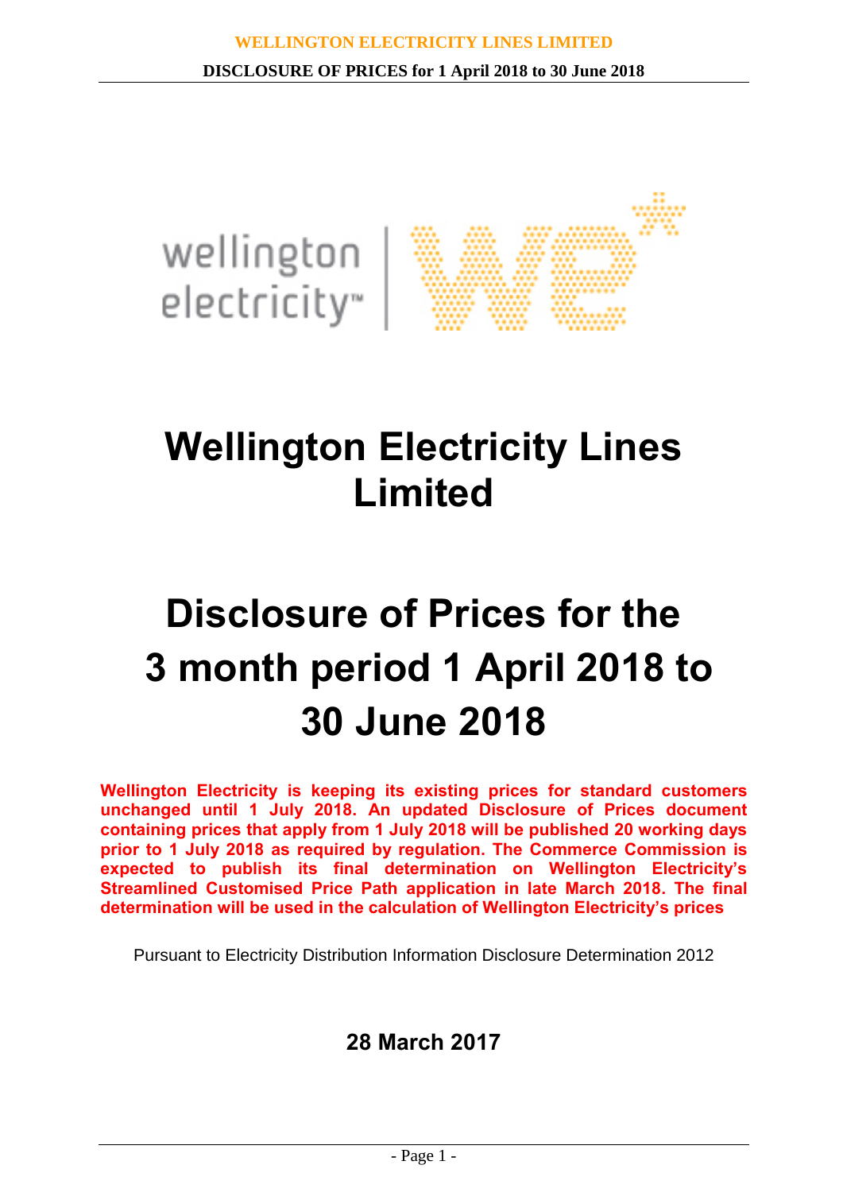# Wellington Electricity Lines Limited

# Disclosure of Prices for the 3 month period 1 April 2018 to 30 June 2018

**Wellington Electricity is keeping its existing prices for standard customers unchanged until 1 July 2018. An updated Disclosure of Prices document containing prices that apply from 1 July 2018 will be published 20 working days prior to 1 July 2018 as required by regulation. The Commerce Commission is expected to publish its final determination on Wellington Electricity's Streamlined Customised Price Path application in late March 2018. The final determination will be used in the calculation of Wellington Electricity's prices**

Pursuant to Electricity Distribution Information Disclosure Determination 2012

**28 March 2017**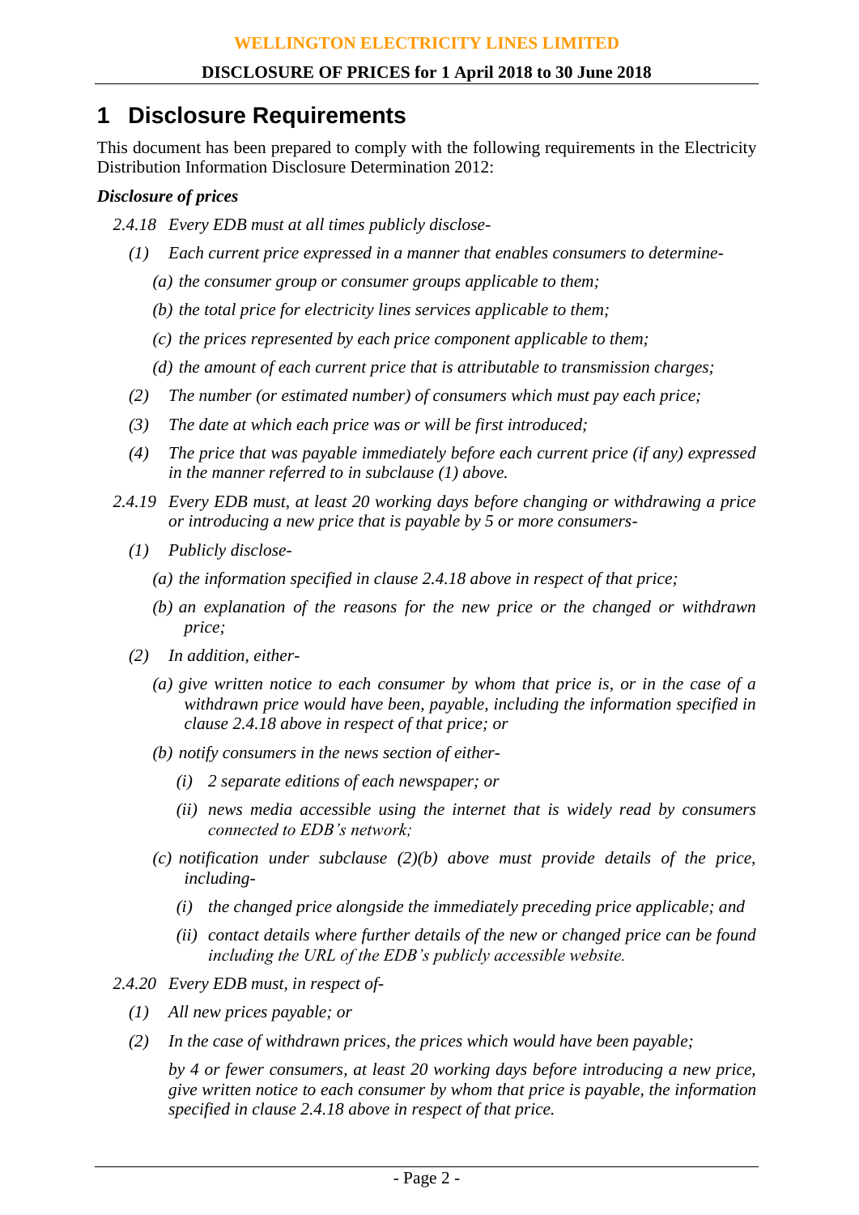# 1 Disclosure Requirements

This document has been prepared to comply with the following requirements in the Electricity Distribution Information Disclosure Determination 2012:

***Disclosure of prices***

*2.4.18 Every EDB must at all times publicly disclose-*

*(1) Each current price expressed in a manner that enables consumers to determine-*

*(a) the consumer group or consumer groups applicable to them;*

*(b) the total price for electricity lines services applicable to them;*

*(c) the prices represented by each price component applicable to them;*

*(d) the amount of each current price that is attributable to transmission charges;*

*(2) The number (or estimated number) of consumers which must pay each price;*

*(3) The date at which each price was or will be first introduced;*

*(4) The price that was payable immediately before each current price (if any) expressed in the manner referred to in subclause (1) above.*

*2.4.19 Every EDB must, at least 20 working days before changing or withdrawing a price or introducing a new price that is payable by 5 or more consumers-*

*(1) Publicly disclose-*

*(a) the information specified in clause 2.4.18 above in respect of that price;*

*(b) an explanation of the reasons for the new price or the changed or withdrawn price;*

*(2) In addition, either-*

*(a) give written notice to each consumer by whom that price is, or in the case of a withdrawn price would have been, payable, including the information specified in clause 2.4.18 above in respect of that price; or*

*(b) notify consumers in the news section of either-*

*(i) 2 separate editions of each newspaper; or*

*(ii) news media accessible using the internet that is widely read by consumers connected to EDB's network;*

*(c) notification under subclause (2)(b) above must provide details of the price, including-*

*(i) the changed price alongside the immediately preceding price applicable; and*

*(ii) contact details where further details of the new or changed price can be found including the URL of the EDB's publicly accessible website.*

*2.4.20 Every EDB must, in respect of-*

*(1) All new prices payable; or*

*(2) In the case of withdrawn prices, the prices which would have been payable;*

*by 4 or fewer consumers, at least 20 working days before introducing a new price, give written notice to each consumer by whom that price is payable, the information specified in clause 2.4.18 above in respect of that price.*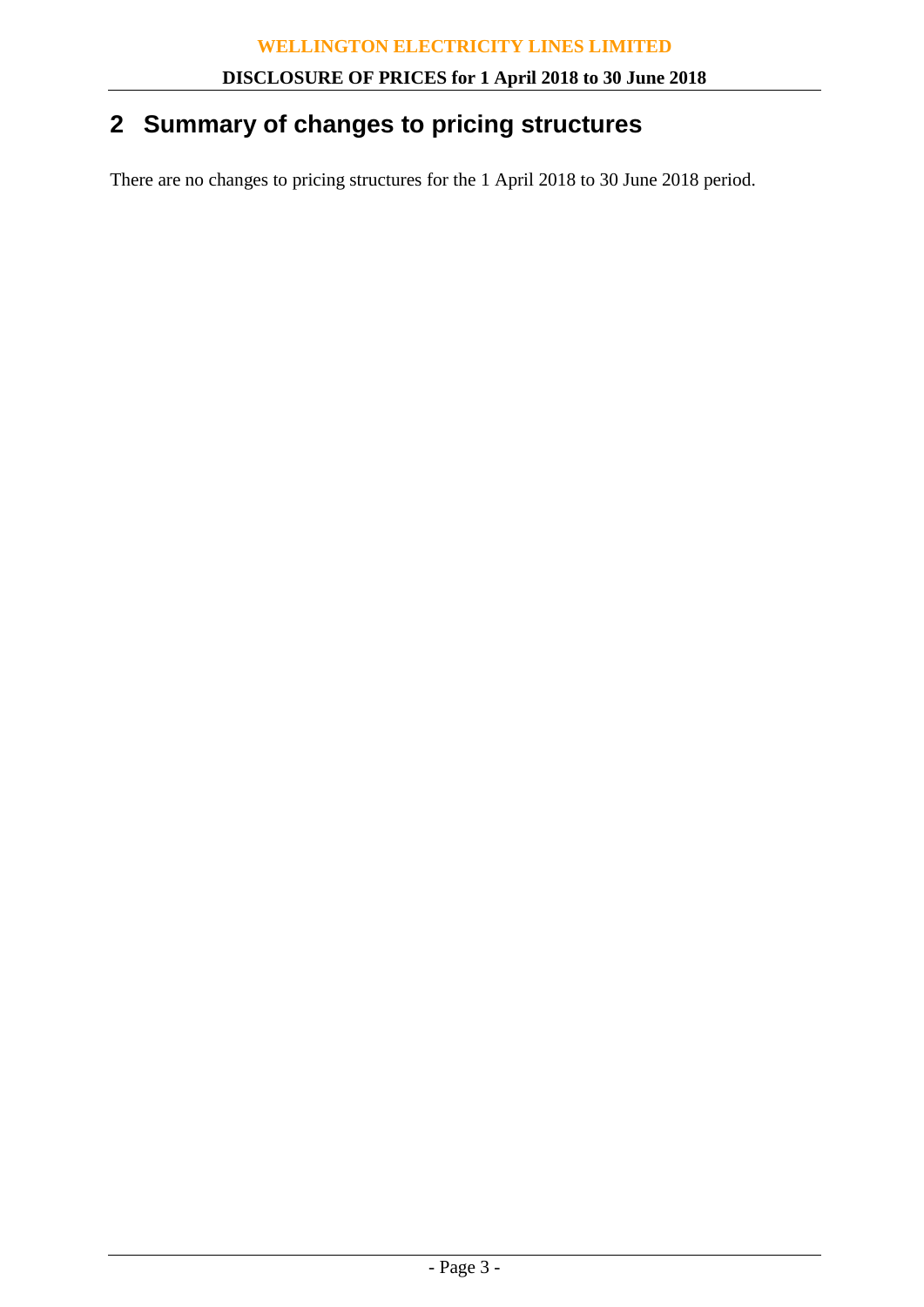## 2 Summary of changes to pricing structures

There are no changes to pricing structures for the 1 April 2018 to 30 June 2018 period.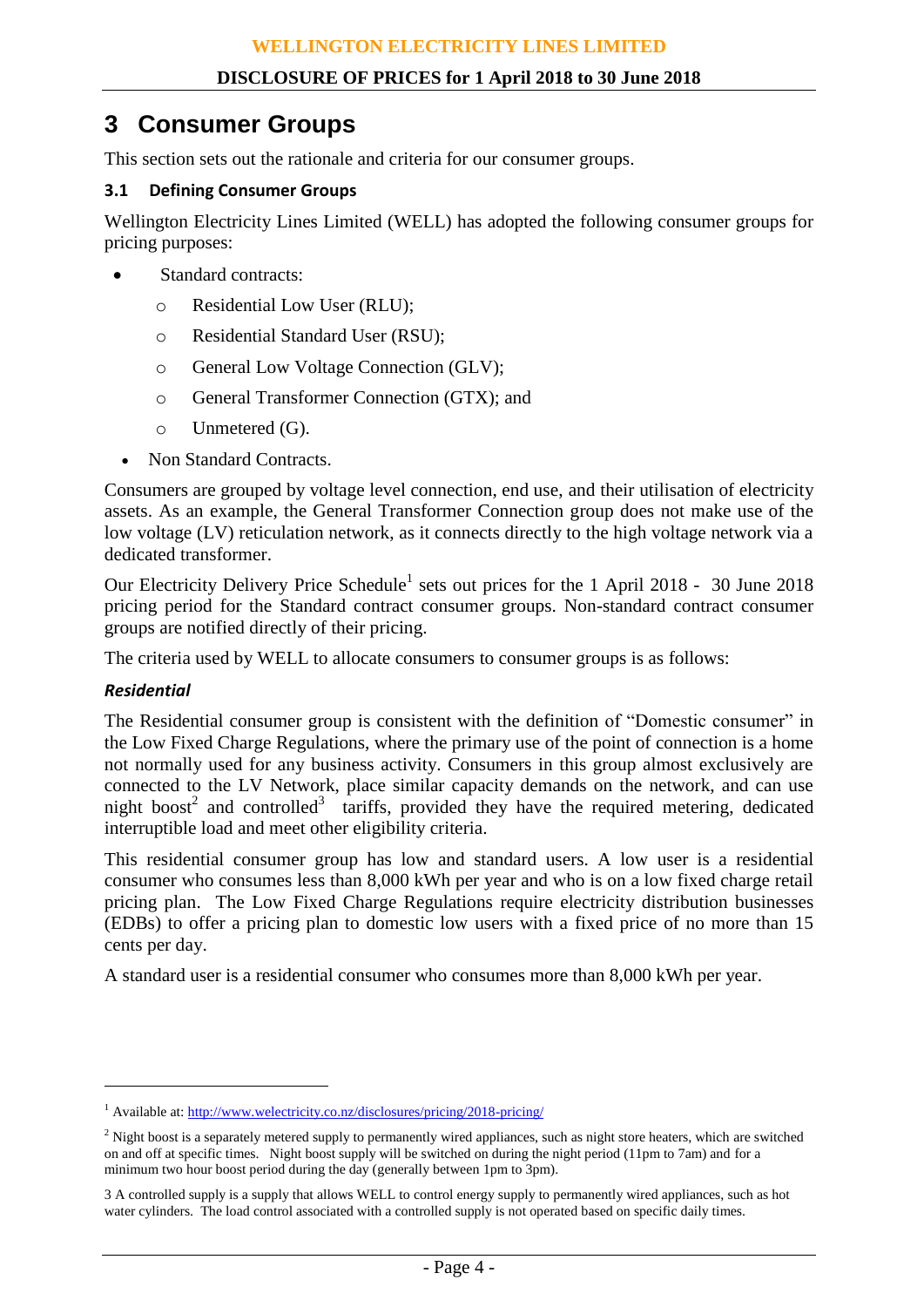# 3 Consumer Groups

This section sets out the rationale and criteria for our consumer groups.

### 3.1 Defining Consumer Groups

Wellington Electricity Lines Limited (WELL) has adopted the following consumer groups for pricing purposes:

- Standard contracts:
  - Residential Low User (RLU);
  - Residential Standard User (RSU);
  - General Low Voltage Connection (GLV);
  - General Transformer Connection (GTX); and
  - Unmetered (G).
- Non Standard Contracts.

Consumers are grouped by voltage level connection, end use, and their utilisation of electricity assets. As an example, the General Transformer Connection group does not make use of the low voltage (LV) reticulation network, as it connects directly to the high voltage network via a dedicated transformer.

Our Electricity Delivery Price Schedule[1] sets out prices for the 1 April 2018 - 30 June 2018 pricing period for the Standard contract consumer groups. Non-standard contract consumer groups are notified directly of their pricing.

The criteria used by WELL to allocate consumers to consumer groups is as follows:

***Residential***

The Residential consumer group is consistent with the definition of "Domestic consumer" in the Low Fixed Charge Regulations, where the primary use of the point of connection is a home not normally used for any business activity. Consumers in this group almost exclusively are connected to the LV Network, place similar capacity demands on the network, and can use night boost[2] and controlled[3] tariffs, provided they have the required metering, dedicated interruptible load and meet other eligibility criteria.

This residential consumer group has low and standard users. A low user is a residential consumer who consumes less than 8,000 kWh per year and who is on a low fixed charge retail pricing plan. The Low Fixed Charge Regulations require electricity distribution businesses (EDBs) to offer a pricing plan to domestic low users with a fixed price of no more than 15 cents per day.

A standard user is a residential consumer who consumes more than 8,000 kWh per year.

---

[1] Available at: http://www.welectricity.co.nz/disclosures/pricing/2018-pricing/

[2] Night boost is a separately metered supply to permanently wired appliances, such as night store heaters, which are switched on and off at specific times. Night boost supply will be switched on during the night period (11pm to 7am) and for a minimum two hour boost period during the day (generally between 1pm to 3pm).

[3] A controlled supply is a supply that allows WELL to control energy supply to permanently wired appliances, such as hot water cylinders. The load control associated with a controlled supply is not operated based on specific daily times.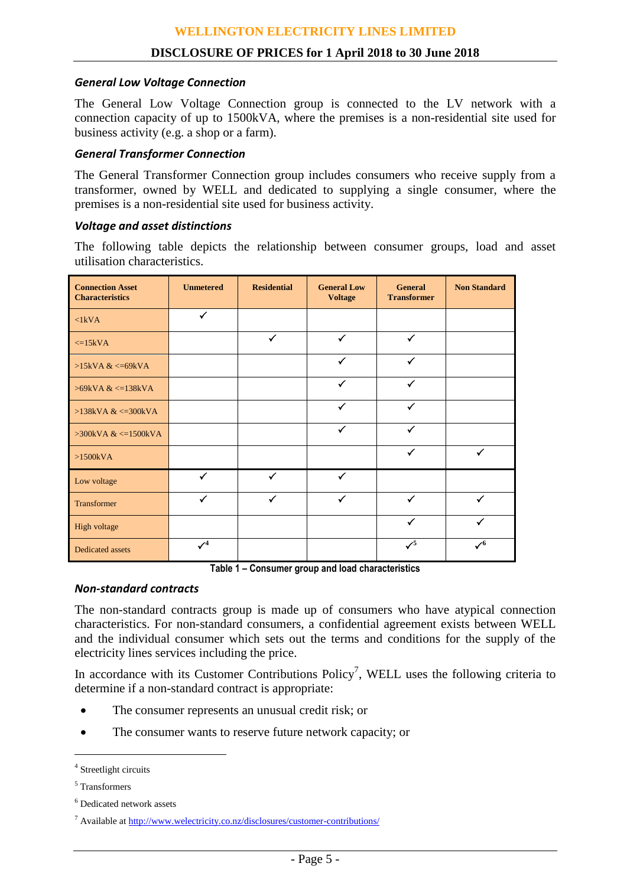### *General Low Voltage Connection*

The General Low Voltage Connection group is connected to the LV network with a connection capacity of up to 1500kVA, where the premises is a non-residential site used for business activity (e.g. a shop or a farm).

### *General Transformer Connection*

The General Transformer Connection group includes consumers who receive supply from a transformer, owned by WELL and dedicated to supplying a single consumer, where the premises is a non-residential site used for business activity.

### *Voltage and asset distinctions*

The following table depicts the relationship between consumer groups, load and asset utilisation characteristics.

| Connection Asset Characteristics | Unmetered | Residential | General Low Voltage | General Transformer | Non Standard |
|---|---|---|---|---|---|
| <1kVA | ✓ | | | | |
| <=15kVA | | ✓ | ✓ | ✓ | |
| >15kVA & <=69kVA | | | ✓ | ✓ | |
| >69kVA & <=138kVA | | | ✓ | ✓ | |
| >138kVA & <=300kVA | | | ✓ | ✓ | |
| >300kVA & <=1500kVA | | | ✓ | ✓ | |
| >1500kVA | | | | ✓ | ✓ |
| Low voltage | ✓ | ✓ | ✓ | | |
| Transformer | ✓ | ✓ | ✓ | ✓ | ✓ |
| High voltage | | | | ✓ | ✓ |
| Dedicated assets | ✓[4] | | | ✓[5] | ✓[6] |

**Table 1 – Consumer group and load characteristics**

### *Non-standard contracts*

The non-standard contracts group is made up of consumers who have atypical connection characteristics. For non-standard consumers, a confidential agreement exists between WELL and the individual consumer which sets out the terms and conditions for the supply of the electricity lines services including the price.

In accordance with its Customer Contributions Policy[7], WELL uses the following criteria to determine if a non-standard contract is appropriate:

- The consumer represents an unusual credit risk; or
- The consumer wants to reserve future network capacity; or

---

[4] Streetlight circuits

[5] Transformers

[6] Dedicated network assets

[7] Available at http://www.welectricity.co.nz/disclosures/customer-contributions/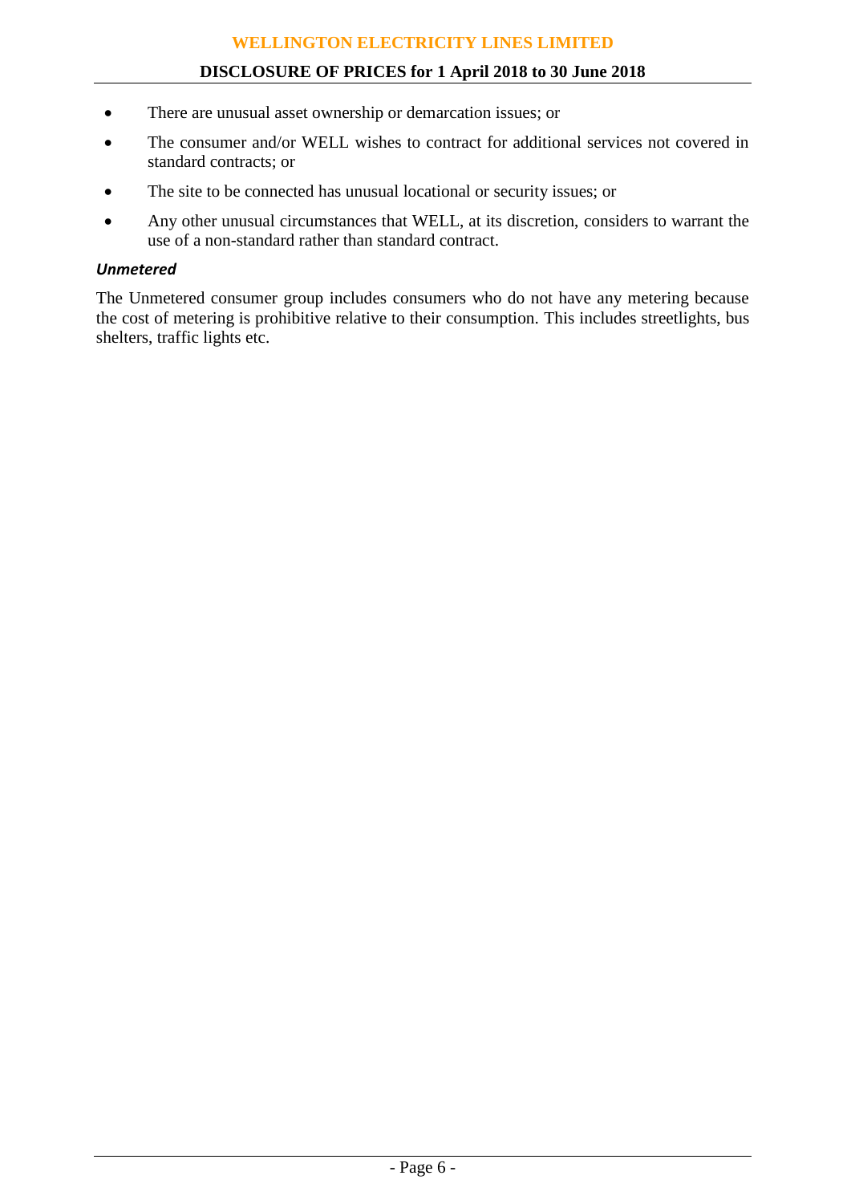- There are unusual asset ownership or demarcation issues; or
- The consumer and/or WELL wishes to contract for additional services not covered in standard contracts; or
- The site to be connected has unusual locational or security issues; or
- Any other unusual circumstances that WELL, at its discretion, considers to warrant the use of a non-standard rather than standard contract.

***Unmetered***

The Unmetered consumer group includes consumers who do not have any metering because the cost of metering is prohibitive relative to their consumption. This includes streetlights, bus shelters, traffic lights etc.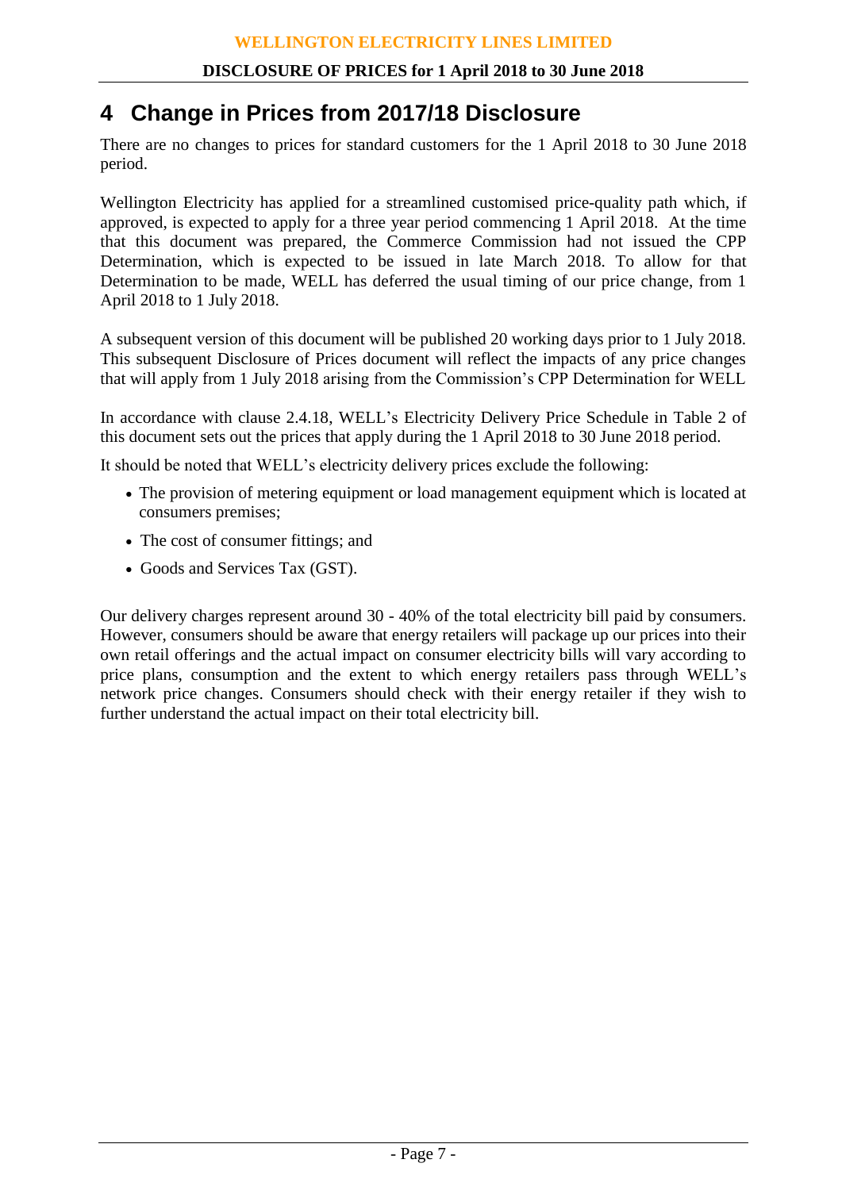# 4 Change in Prices from 2017/18 Disclosure

There are no changes to prices for standard customers for the 1 April 2018 to 30 June 2018 period.

Wellington Electricity has applied for a streamlined customised price-quality path which, if approved, is expected to apply for a three year period commencing 1 April 2018. At the time that this document was prepared, the Commerce Commission had not issued the CPP Determination, which is expected to be issued in late March 2018. To allow for that Determination to be made, WELL has deferred the usual timing of our price change, from 1 April 2018 to 1 July 2018.

A subsequent version of this document will be published 20 working days prior to 1 July 2018. This subsequent Disclosure of Prices document will reflect the impacts of any price changes that will apply from 1 July 2018 arising from the Commission's CPP Determination for WELL

In accordance with clause 2.4.18, WELL's Electricity Delivery Price Schedule in Table 2 of this document sets out the prices that apply during the 1 April 2018 to 30 June 2018 period.

It should be noted that WELL's electricity delivery prices exclude the following:

- The provision of metering equipment or load management equipment which is located at consumers premises;
- The cost of consumer fittings; and
- Goods and Services Tax (GST).

Our delivery charges represent around 30 - 40% of the total electricity bill paid by consumers. However, consumers should be aware that energy retailers will package up our prices into their own retail offerings and the actual impact on consumer electricity bills will vary according to price plans, consumption and the extent to which energy retailers pass through WELL's network price changes. Consumers should check with their energy retailer if they wish to further understand the actual impact on their total electricity bill.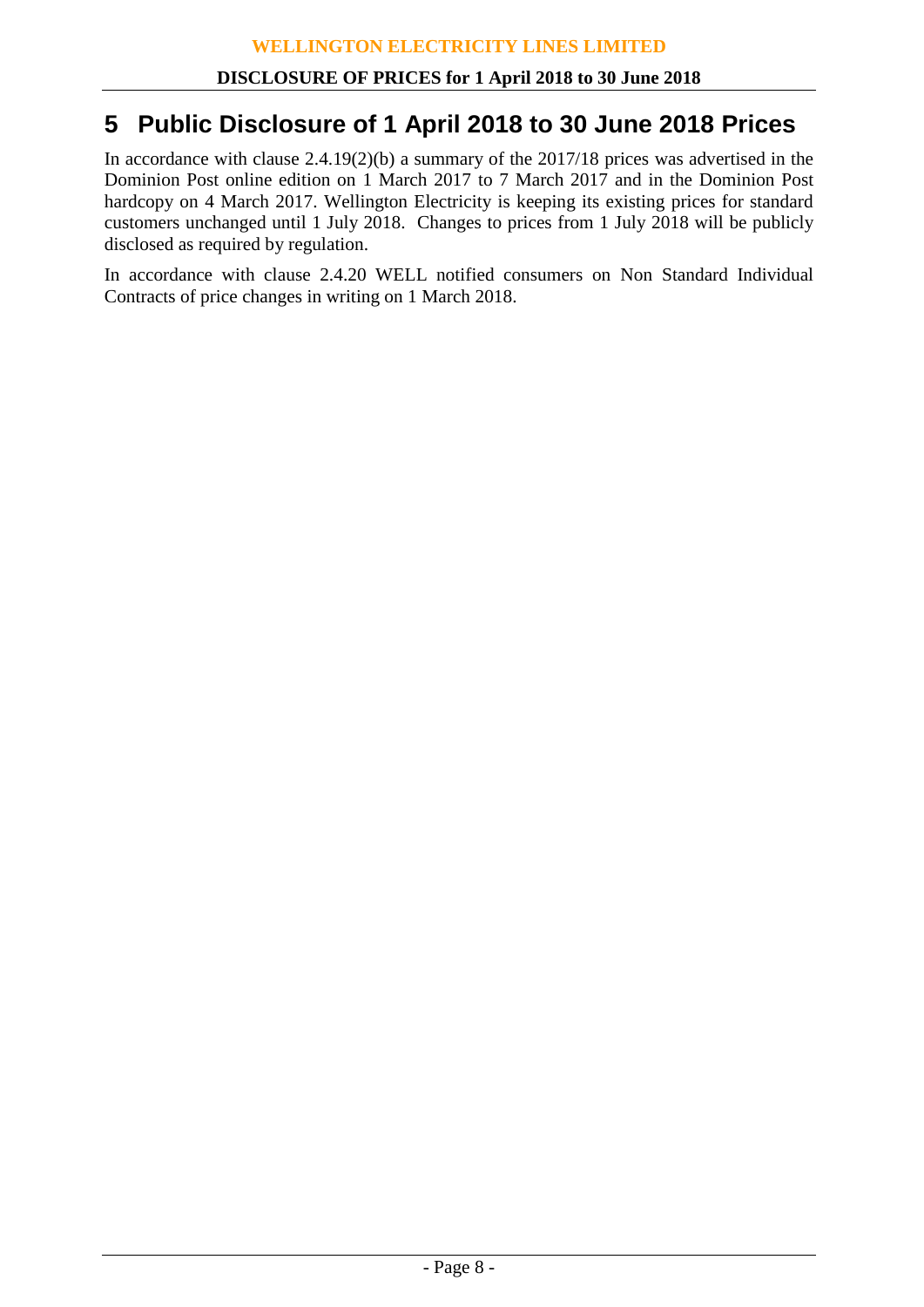# 5 Public Disclosure of 1 April 2018 to 30 June 2018 Prices

In accordance with clause 2.4.19(2)(b) a summary of the 2017/18 prices was advertised in the Dominion Post online edition on 1 March 2017 to 7 March 2017 and in the Dominion Post hardcopy on 4 March 2017. Wellington Electricity is keeping its existing prices for standard customers unchanged until 1 July 2018. Changes to prices from 1 July 2018 will be publicly disclosed as required by regulation.

In accordance with clause 2.4.20 WELL notified consumers on Non Standard Individual Contracts of price changes in writing on 1 March 2018.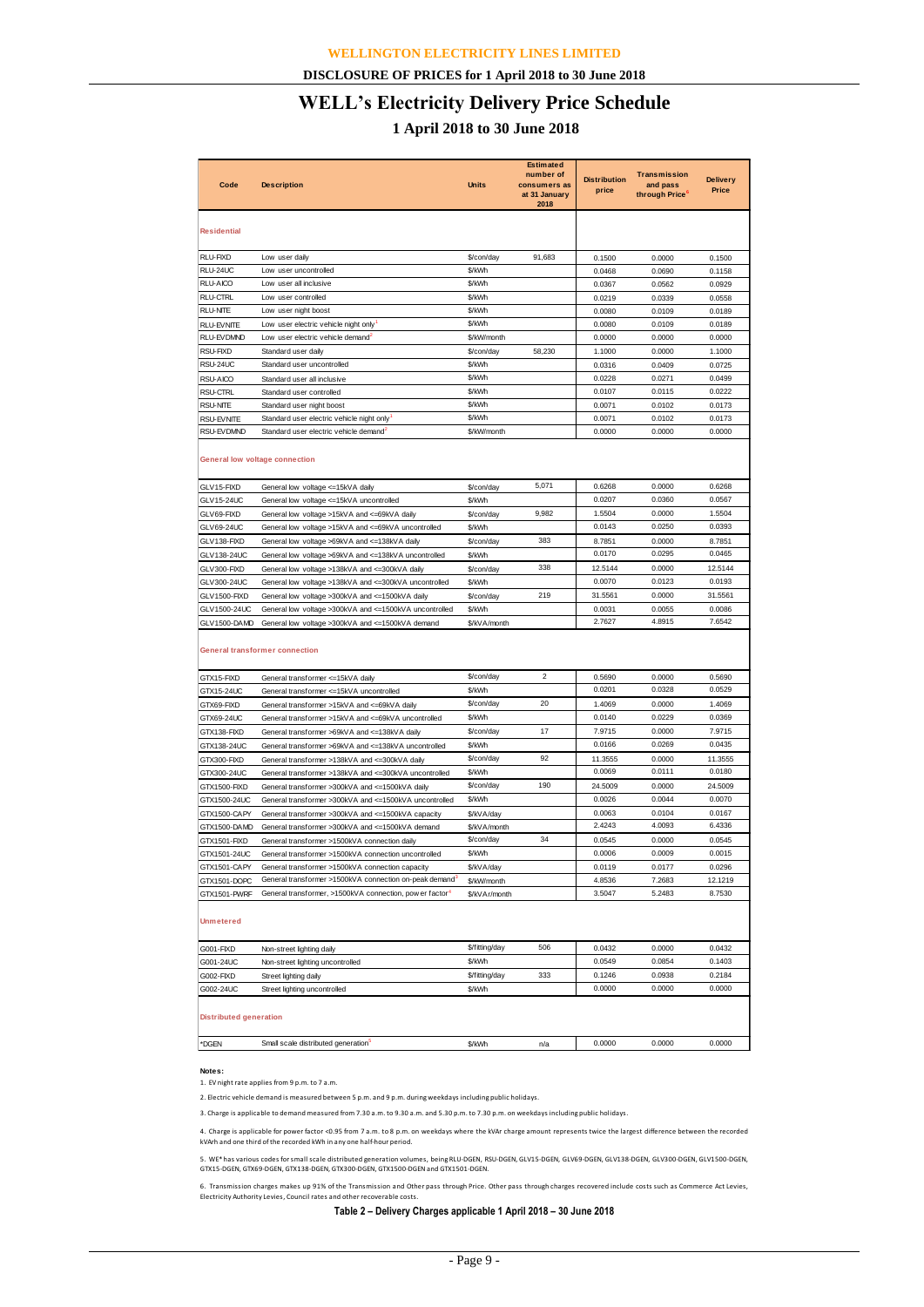**WELLINGTON ELECTRICITY LINES LIMITED**

**DISCLOSURE OF PRICES for 1 April 2018 to 30 June 2018**

# WELL's Electricity Delivery Price Schedule

## 1 April 2018 to 30 June 2018

| Code | Description | Units | Estimated number of consumers as at 31 January 2018 | Distribution price | Transmission and pass through Price[6] | Delivery Price |
|---|---|---|---|---|---|---|
| **Residential** | | | | | | |
| RLU-FIXD | Low user daily | $/con/day | 91,683 | 0.1500 | 0.0000 | 0.1500 |
| RLU-24UC | Low user uncontrolled | $/kWh | | 0.0468 | 0.0690 | 0.1158 |
| RLU-AICO | Low user all inclusive | $/kWh | | 0.0367 | 0.0562 | 0.0929 |
| RLU-CTRL | Low user controlled | $/kWh | | 0.0219 | 0.0339 | 0.0558 |
| RLU-NITE | Low user night boost | $/kWh | | 0.0080 | 0.0109 | 0.0189 |
| RLU-EVNITE | Low user electric vehicle night only[1] | $/kWh | | 0.0080 | 0.0109 | 0.0189 |
| RLU-EVDMND | Low user electric vehicle demand[2] | $/kW/month | | 0.0000 | 0.0000 | 0.0000 |
| RSU-FIXD | Standard user daily | $/con/day | 58,230 | 1.1000 | 0.0000 | 1.1000 |
| RSU-24UC | Standard user uncontrolled | $/kWh | | 0.0316 | 0.0409 | 0.0725 |
| RSU-AICO | Standard user all inclusive | $/kWh | | 0.0228 | 0.0271 | 0.0499 |
| RSU-CTRL | Standard user controlled | $/kWh | | 0.0107 | 0.0115 | 0.0222 |
| RSU-NITE | Standard user night boost | $/kWh | | 0.0071 | 0.0102 | 0.0173 |
| RSU-EVNITE | Standard user electric vehicle night only[1] | $/kWh | | 0.0071 | 0.0102 | 0.0173 |
| RSU-EVDMND | Standard user electric vehicle demand[2] | $/kW/month | | 0.0000 | 0.0000 | 0.0000 |
| **General low voltage connection** | | | | | | |
| GLV15-FIXD | General low voltage <=15kVA daily | $/con/day | 5,071 | 0.6268 | 0.0000 | 0.6268 |
| GLV15-24UC | General low voltage <=15kVA uncontrolled | $/kWh | | 0.0207 | 0.0360 | 0.0567 |
| GLV69-FIXD | General low voltage >15kVA and <=69kVA daily | $/con/day | 9,982 | 1.5504 | 0.0000 | 1.5504 |
| GLV69-24UC | General low voltage >15kVA and <=69kVA uncontrolled | $/kWh | | 0.0143 | 0.0250 | 0.0393 |
| GLV138-FIXD | General low voltage >69kVA and <=138kVA daily | $/con/day | 383 | 8.7851 | 0.0000 | 8.7851 |
| GLV138-24UC | General low voltage >69kVA and <=138kVA uncontrolled | $/kWh | | 0.0170 | 0.0295 | 0.0465 |
| GLV300-FIXD | General low voltage >138kVA and <=300kVA daily | $/con/day | 338 | 12.5144 | 0.0000 | 12.5144 |
| GLV300-24UC | General low voltage >138kVA and <=300kVA uncontrolled | $/kWh | | 0.0070 | 0.0123 | 0.0193 |
| GLV1500-FIXD | General low voltage >300kVA and <=1500kVA daily | $/con/day | 219 | 31.5561 | 0.0000 | 31.5561 |
| GLV1500-24UC | General low voltage >300kVA and <=1500kVA uncontrolled | $/kWh | | 0.0031 | 0.0055 | 0.0086 |
| GLV1500-DAMD | General low voltage >300kVA and <=1500kVA demand | $/kVA/month | | 2.7627 | 4.8915 | 7.6542 |
| **General transformer connection** | | | | | | |
| GTX15-FIXD | General transformer <=15kVA daily | $/con/day | 2 | 0.5690 | 0.0000 | 0.5690 |
| GTX15-24UC | General transformer <=15kVA uncontrolled | $/kWh | | 0.0201 | 0.0328 | 0.0529 |
| GTX69-FIXD | General transformer >15kVA and <=69kVA daily | $/con/day | 20 | 1.4069 | 0.0000 | 1.4069 |
| GTX69-24UC | General transformer >15kVA and <=69kVA uncontrolled | $/kWh | | 0.0140 | 0.0229 | 0.0369 |
| GTX138-FIXD | General transformer >69kVA and <=138kVA daily | $/con/day | 17 | 7.9715 | 0.0000 | 7.9715 |
| GTX138-24UC | General transformer >69kVA and <=138kVA uncontrolled | $/kWh | | 0.0166 | 0.0269 | 0.0435 |
| GTX300-FIXD | General transformer >138kVA and <=300kVA daily | $/con/day | 92 | 11.3555 | 0.0000 | 11.3555 |
| GTX300-24UC | General transformer >138kVA and <=300kVA uncontrolled | $/kWh | | 0.0069 | 0.0111 | 0.0180 |
| GTX1500-FIXD | General transformer >300kVA and <=1500kVA daily | $/con/day | 190 | 24.5009 | 0.0000 | 24.5009 |
| GTX1500-24UC | General transformer >300kVA and <=1500kVA uncontrolled | $/kWh | | 0.0026 | 0.0044 | 0.0070 |
| GTX1500-CAPY | General transformer >300kVA and <=1500kVA capacity | $/kVA/day | | 0.0063 | 0.0104 | 0.0167 |
| GTX1500-DAMD | General transformer >300kVA and <=1500kVA demand | $/kVA/month | | 2.4243 | 4.0093 | 6.4336 |
| GTX1501-FIXD | General transformer >1500kVA connection daily | $/con/day | 34 | 0.0545 | 0.0000 | 0.0545 |
| GTX1501-24UC | General transformer >1500kVA connection uncontrolled | $/kWh | | 0.0006 | 0.0009 | 0.0015 |
| GTX1501-CAPY | General transformer >1500kVA connection capacity | $/kVA/day | | 0.0119 | 0.0177 | 0.0296 |
| GTX1501-DOPC | General transformer >1500kVA connection on-peak demand[3] | $/kW/month | | 4.8536 | 7.2683 | 12.1219 |
| GTX1501-PWRF | General transformer, >1500kVA connection, power factor[4] | $/kVAr/month | | 3.5047 | 5.2483 | 8.7530 |
| **Unmetered** | | | | | | |
| G001-FIXD | Non-street lighting daily | $/fitting/day | 506 | 0.0432 | 0.0000 | 0.0432 |
| G001-24UC | Non-street lighting uncontrolled | $/kWh | | 0.0549 | 0.0854 | 0.1403 |
| G002-FIXD | Street lighting daily | $/fitting/day | 333 | 0.1246 | 0.0938 | 0.2184 |
| G002-24UC | Street lighting uncontrolled | $/kWh | | 0.0000 | 0.0000 | 0.0000 |
| **Distributed generation** | | | | | | |
| *DGEN | Small scale distributed generation[5] | $/kWh | n/a | 0.0000 | 0.0000 | 0.0000 |

**Notes:**

1. EV night rate applies from 9 p.m. to 7 a.m.

2. Electric vehicle demand is measured between 5 p.m. and 9 p.m. during weekdays including public holidays.

3. Charge is applicable to demand measured from 7.30 a.m. to 9.30 a.m. and 5.30 p.m. to 7.30 p.m. on weekdays including public holidays.

4. Charge is applicable for power factor <0.95 from 7 a.m. to 8 p.m. on weekdays where the kVAr charge amount represents twice the largest difference between the recorded kVArh and one third of the recorded kWh in any one half-hour period.

5. WE* has various codes for small scale distributed generation volumes, being RLU-DGEN, RSU-DGEN, GLV15-DGEN, GLV69-DGEN, GLV138-DGEN, GLV300-DGEN, GLV1500-DGEN, GTX15-DGEN, GTX69-DGEN, GTX138-DGEN, GTX300-DGEN, GTX1500-DGEN and GTX1501-DGEN.

6. Transmission charges makes up 91% of the Transmission and Other pass through Price. Other pass through charges recovered include costs such as Commerce Act Levies, Electricity Authority Levies, Council rates and other recoverable costs.

**Table 2 – Delivery Charges applicable 1 April 2018 – 30 June 2018**